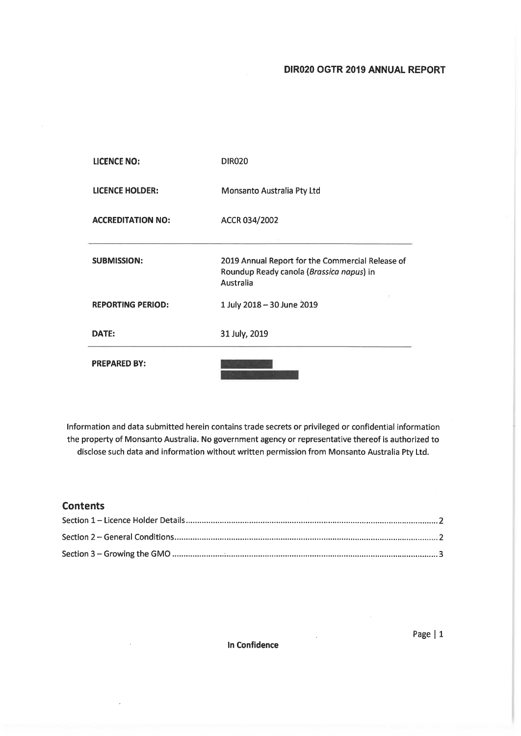# DIR020 OGTR 2019 ANNUAL REPORT

| | |
|---|---|
| **LICENCE NO:** | DIR020 |
| **LICENCE HOLDER:** | Monsanto Australia Pty Ltd |
| **ACCREDITATION NO:** | ACCR 034/2002 |
| **SUBMISSION:** | 2019 Annual Report for the Commercial Release of Roundup Ready canola (*Brassica napus*) in Australia |
| **REPORTING PERIOD:** | 1 July 2018 – 30 June 2019 |
| **DATE:** | 31 July, 2019 |
| **PREPARED BY:** | |

Information and data submitted herein contains trade secrets or privileged or confidential information the property of Monsanto Australia. No government agency or representative thereof is authorized to disclose such data and information without written permission from Monsanto Australia Pty Ltd.

## Contents

Section 1 – Licence Holder Details .......... 2

Section 2 – General Conditions .......... 2

Section 3 – Growing the GMO .......... 3

**In Confidence**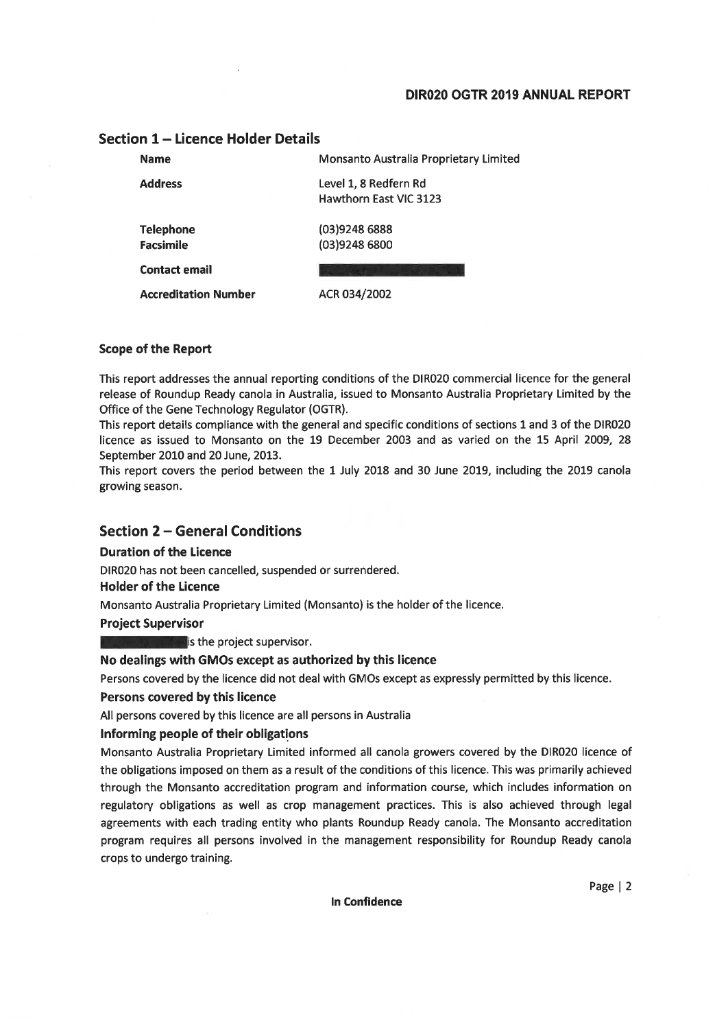## Section 1 – Licence Holder Details

| | |
|---|---|
| **Name** | Monsanto Australia Proprietary Limited |
| **Address** | Level 1, 8 Redfern Rd<br>Hawthorn East VIC 3123 |
| **Telephone** | (03)9248 6888 |
| **Facsimile** | (03)9248 6800 |
| **Contact email** | |
| **Accreditation Number** | ACR 034/2002 |

### Scope of the Report

This report addresses the annual reporting conditions of the DIR020 commercial licence for the general release of Roundup Ready canola in Australia, issued to Monsanto Australia Proprietary Limited by the Office of the Gene Technology Regulator (OGTR).

This report details compliance with the general and specific conditions of sections 1 and 3 of the DIR020 licence as issued to Monsanto on the 19 December 2003 and as varied on the 15 April 2009, 28 September 2010 and 20 June, 2013.

This report covers the period between the 1 July 2018 and 30 June 2019, including the 2019 canola growing season.

## Section 2 – General Conditions

### Duration of the Licence

DIR020 has not been cancelled, suspended or surrendered.

### Holder of the Licence

Monsanto Australia Proprietary Limited (Monsanto) is the holder of the licence.

### Project Supervisor

is the project supervisor.

### No dealings with GMOs except as authorized by this licence

Persons covered by the licence did not deal with GMOs except as expressly permitted by this licence.

### Persons covered by this licence

All persons covered by this licence are all persons in Australia

### Informing people of their obligations

Monsanto Australia Proprietary Limited informed all canola growers covered by the DIR020 licence of the obligations imposed on them as a result of the conditions of this licence. This was primarily achieved through the Monsanto accreditation program and information course, which includes information on regulatory obligations as well as crop management practices. This is also achieved through legal agreements with each trading entity who plants Roundup Ready canola. The Monsanto accreditation program requires all persons involved in the management responsibility for Roundup Ready canola crops to undergo training.

In Confidence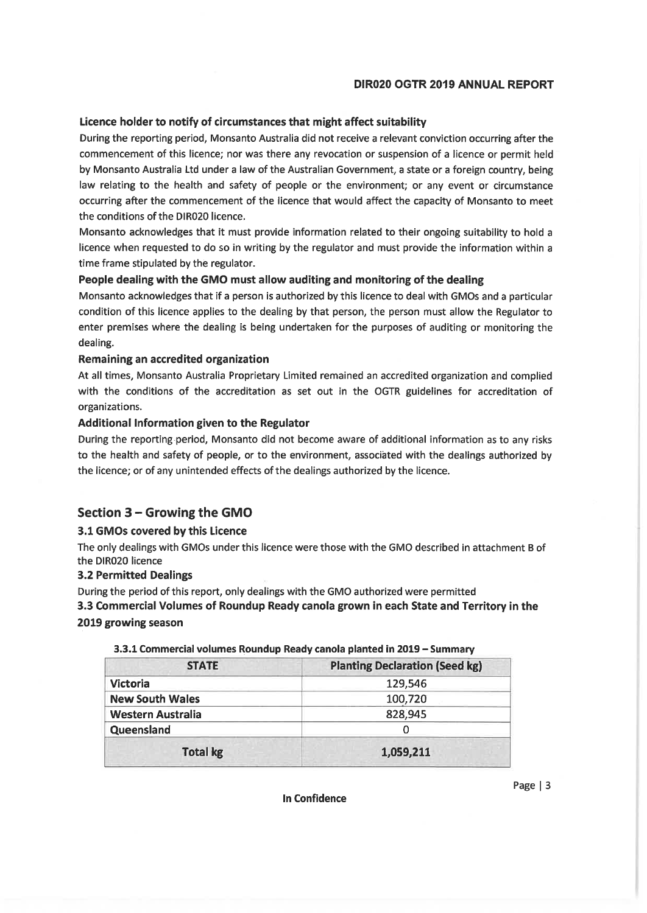### Licence holder to notify of circumstances that might affect suitability

During the reporting period, Monsanto Australia did not receive a relevant conviction occurring after the commencement of this licence; nor was there any revocation or suspension of a licence or permit held by Monsanto Australia Ltd under a law of the Australian Government, a state or a foreign country, being law relating to the health and safety of people or the environment; or any event or circumstance occurring after the commencement of the licence that would affect the capacity of Monsanto to meet the conditions of the DIR020 licence.

Monsanto acknowledges that it must provide information related to their ongoing suitability to hold a licence when requested to do so in writing by the regulator and must provide the information within a time frame stipulated by the regulator.

### People dealing with the GMO must allow auditing and monitoring of the dealing

Monsanto acknowledges that if a person is authorized by this licence to deal with GMOs and a particular condition of this licence applies to the dealing by that person, the person must allow the Regulator to enter premises where the dealing is being undertaken for the purposes of auditing or monitoring the dealing.

### Remaining an accredited organization

At all times, Monsanto Australia Proprietary Limited remained an accredited organization and complied with the conditions of the accreditation as set out in the OGTR guidelines for accreditation of organizations.

### Additional Information given to the Regulator

During the reporting period, Monsanto did not become aware of additional information as to any risks to the health and safety of people, or to the environment, associated with the dealings authorized by the licence; or of any unintended effects of the dealings authorized by the licence.

## Section 3 – Growing the GMO

### 3.1 GMOs covered by this Licence

The only dealings with GMOs under this licence were those with the GMO described in attachment B of the DIR020 licence

### 3.2 Permitted Dealings

During the period of this report, only dealings with the GMO authorized were permitted

### 3.3 Commercial Volumes of Roundup Ready canola grown in each State and Territory in the 2019 growing season

#### 3.3.1 Commercial volumes Roundup Ready canola planted in 2019 – Summary

| STATE | Planting Declaration (Seed kg) |
|---|---|
| Victoria | 129,546 |
| New South Wales | 100,720 |
| Western Australia | 828,945 |
| Queensland | 0 |
| **Total kg** | **1,059,211** |

In Confidence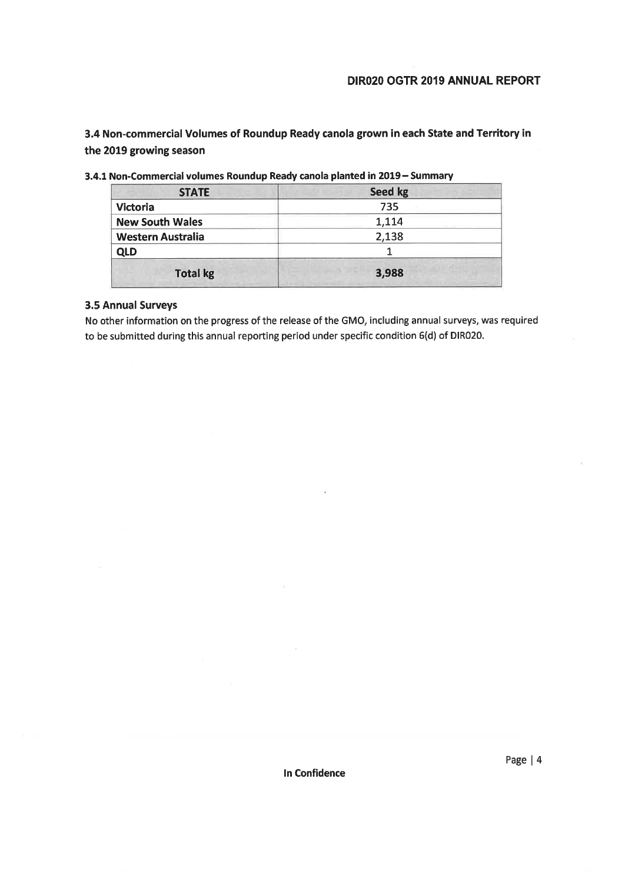## 3.4 Non-commercial Volumes of Roundup Ready canola grown in each State and Territory in the 2019 growing season

**3.4.1 Non-Commercial volumes Roundup Ready canola planted in 2019 – Summary**

| STATE | Seed kg |
|---|---|
| Victoria | 735 |
| New South Wales | 1,114 |
| Western Australia | 2,138 |
| QLD | 1 |
| **Total kg** | **3,988** |

### 3.5 Annual Surveys

No other information on the progress of the release of the GMO, including annual surveys, was required to be submitted during this annual reporting period under specific condition 6(d) of DIR020.

**In Confidence**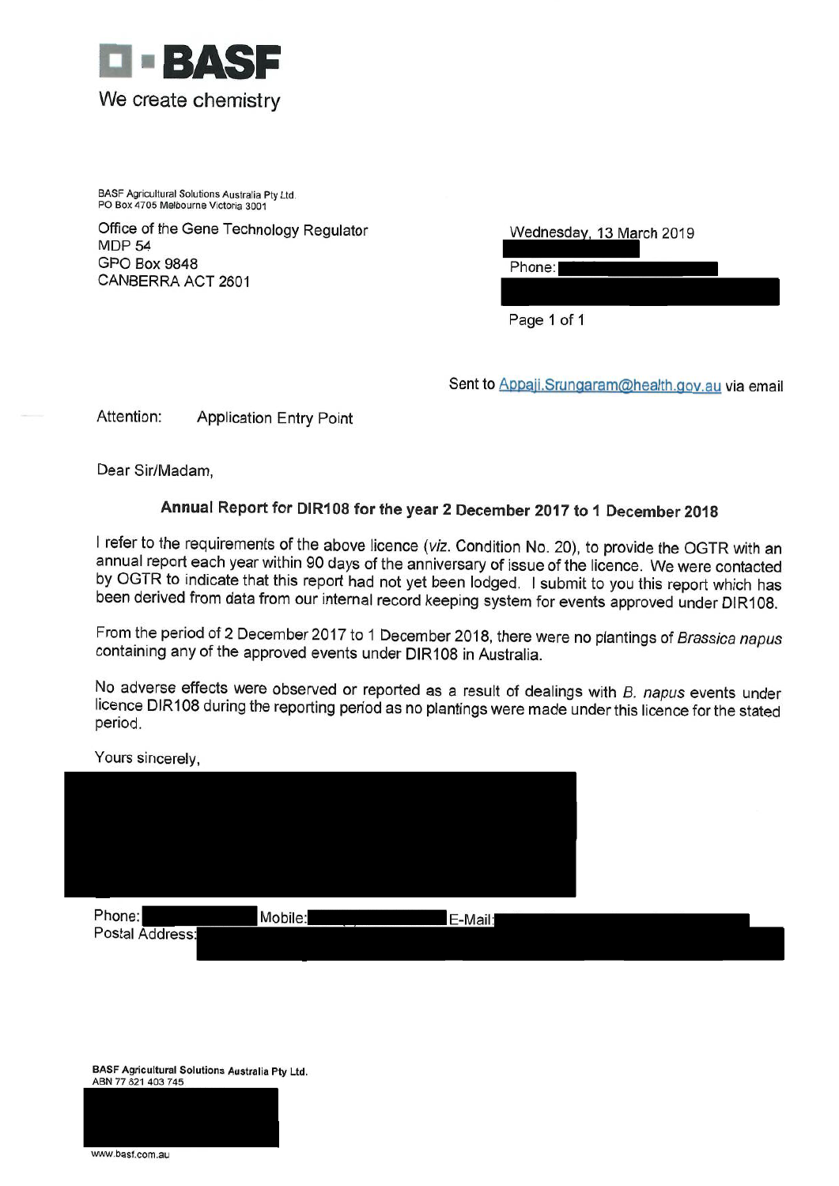**BASF**

We create chemistry

BASF Agricultural Solutions Australia Pty Ltd.
PO Box 4705 Melbourne Victoria 3001

Office of the Gene Technology Regulator
MDP 54
GPO Box 9848
CANBERRA ACT 2601

Wednesday, 13 March 2019

Phone:

Sent to Appaji.Srungaram@health.gov.au via email

Attention: Application Entry Point

Dear Sir/Madam,

**Annual Report for DIR108 for the year 2 December 2017 to 1 December 2018**

I refer to the requirements of the above licence (*viz.* Condition No. 20), to provide the OGTR with an annual report each year within 90 days of the anniversary of issue of the licence. We were contacted by OGTR to indicate that this report had not yet been lodged. I submit to you this report which has been derived from data from our internal record keeping system for events approved under DIR108.

From the period of 2 December 2017 to 1 December 2018, there were no plantings of *Brassica napus* containing any of the approved events under DIR108 in Australia.

No adverse effects were observed or reported as a result of dealings with *B. napus* events under licence DIR108 during the reporting period as no plantings were made under this licence for the stated period.

Yours sincerely,

Phone: Mobile: E-Mail:
Postal Address:

**BASF Agricultural Solutions Australia Pty Ltd.**
ABN 77 621 403 745

www.basf.com.au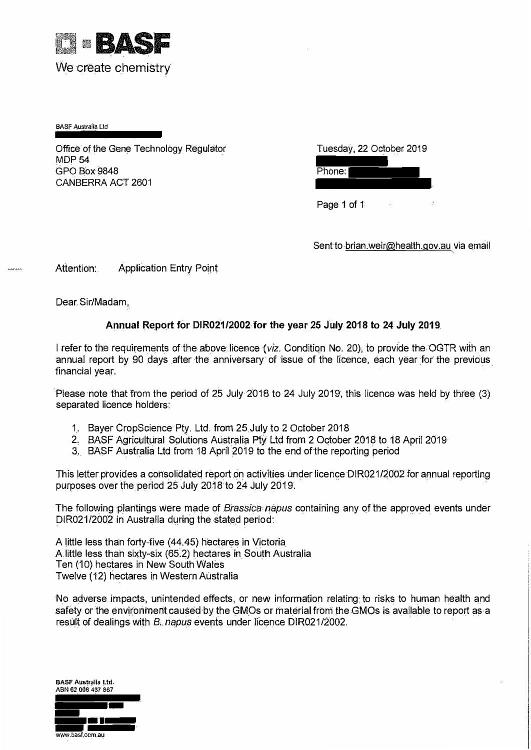BASF

We create chemistry

BASF Australia Ltd

Office of the Gene Technology Regulator
MDP 54
GPO Box 9848
CANBERRA ACT 2601

Tuesday, 22 October 2019

Phone:

Sent to brian.weir@health.gov.au via email

Attention: Application Entry Point

Dear Sir/Madam,

**Annual Report for DIR021/2002 for the year 25 July 2018 to 24 July 2019**

I refer to the requirements of the above licence (*viz.* Condition No. 20), to provide the OGTR with an annual report by 90 days after the anniversary of issue of the licence, each year for the previous financial year.

Please note that from the period of 25 July 2018 to 24 July 2019, this licence was held by three (3) separated licence holders:

1. Bayer CropScience Pty. Ltd. from 25 July to 2 October 2018
2. BASF Agricultural Solutions Australia Pty Ltd from 2 October 2018 to 18 April 2019
3. BASF Australia Ltd from 18 April 2019 to the end of the reporting period

This letter provides a consolidated report on activities under licence DIR021/2002 for annual reporting purposes over the period 25 July 2018 to 24 July 2019.

The following plantings were made of *Brassica napus* containing any of the approved events under DIR021/2002 in Australia during the stated period:

A little less than forty-five (44.45) hectares in Victoria
A little less than sixty-six (65.2) hectares in South Australia
Ten (10) hectares in New South Wales
Twelve (12) hectares in Western Australia

No adverse impacts, unintended effects, or new information relating to risks to human health and safety or the environment caused by the GMOs or material from the GMOs is available to report as a result of dealings with *B. napus* events under licence DIR021/2002.

BASF Australia Ltd.
ABN 62 008 437 867

www.basf.com.au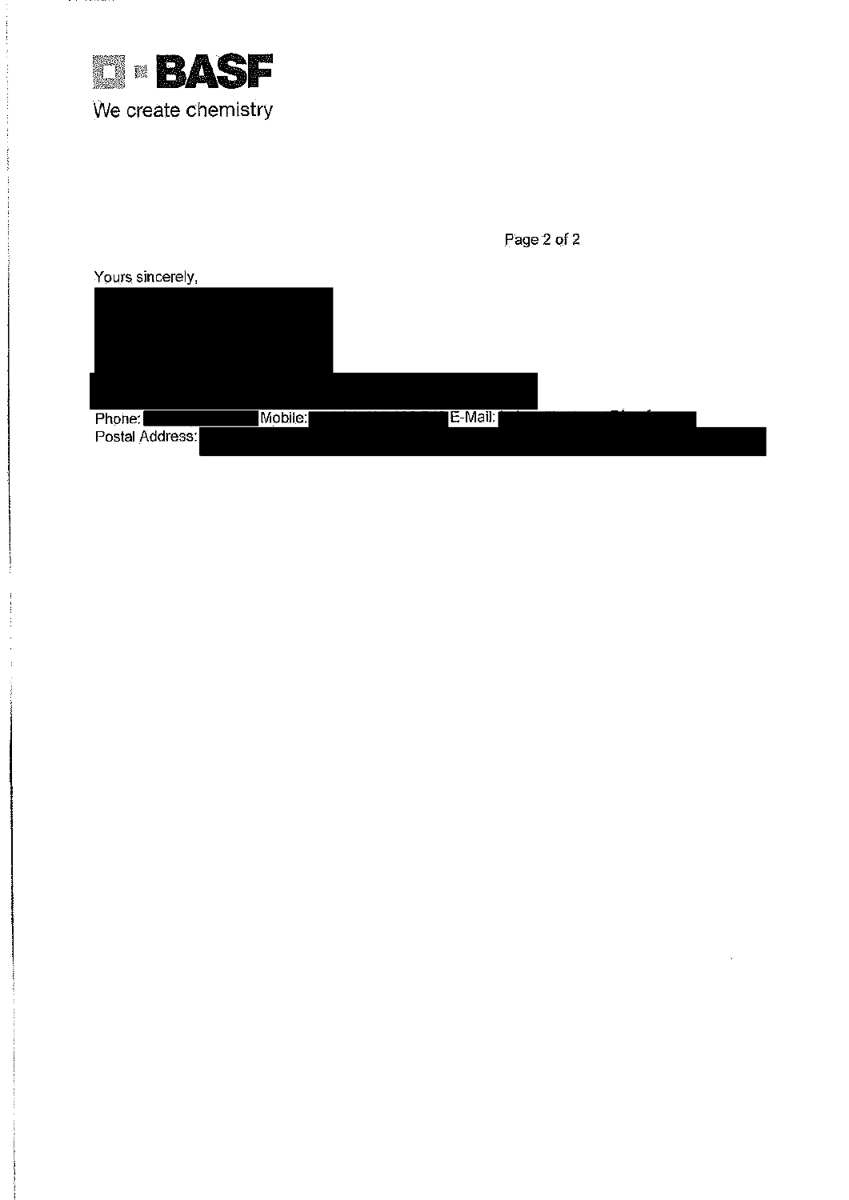BASF

We create chemistry

Yours sincerely,

Phone: Mobile: E-Mail:

Postal Address: